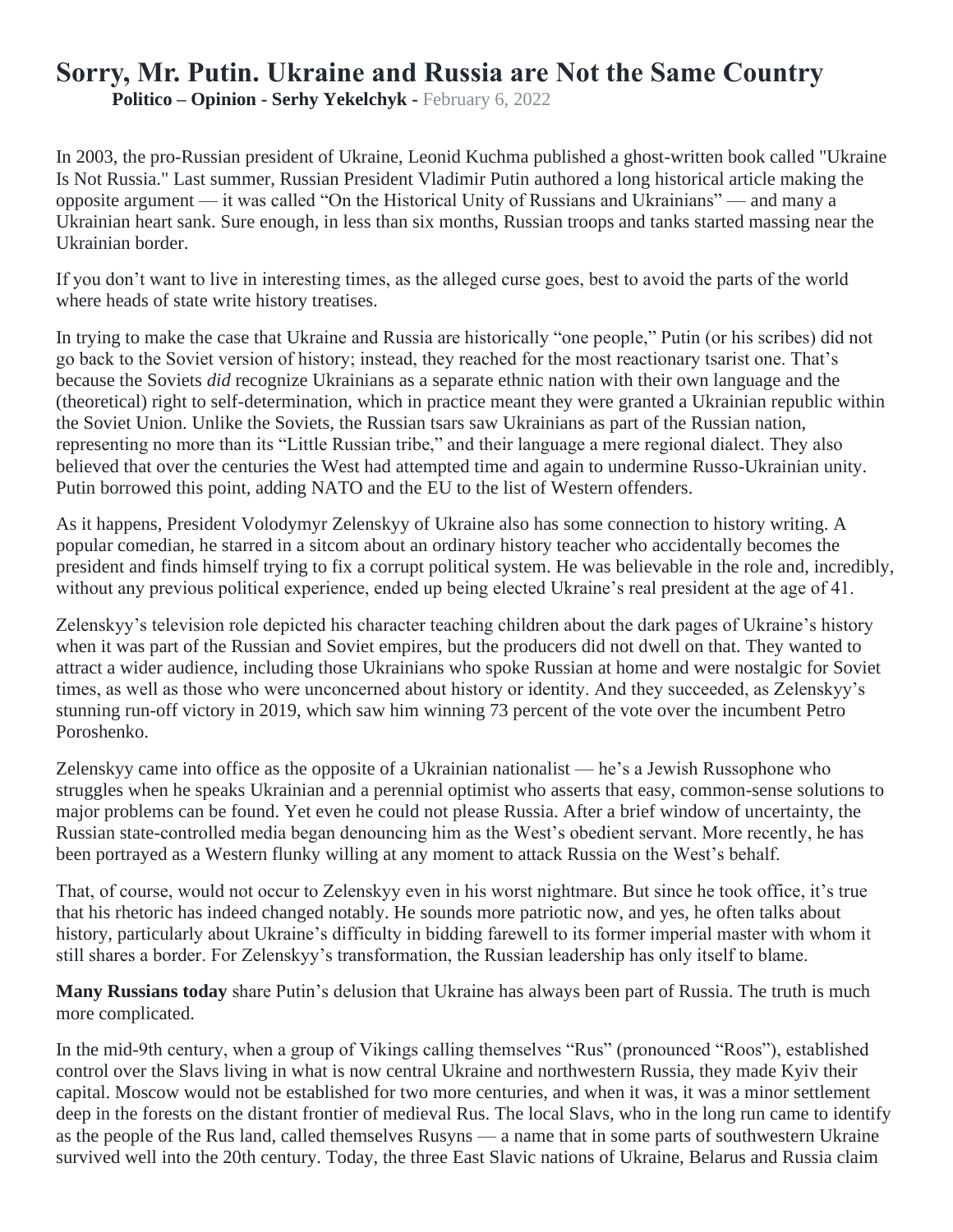# Sorry, Mr. Putin. Ukraine and Russia are Not the Same Country

**Politico – Opinion - Serhy Yekelchyk -** February 6, 2022

In 2003, the pro-Russian president of Ukraine, Leonid Kuchma published a ghost-written book called "Ukraine Is Not Russia." Last summer, Russian President Vladimir Putin authored a long historical article making the opposite argument — it was called "On the Historical Unity of Russians and Ukrainians" — and many a Ukrainian heart sank. Sure enough, in less than six months, Russian troops and tanks started massing near the Ukrainian border.

If you don't want to live in interesting times, as the alleged curse goes, best to avoid the parts of the world where heads of state write history treatises.

In trying to make the case that Ukraine and Russia are historically "one people," Putin (or his scribes) did not go back to the Soviet version of history; instead, they reached for the most reactionary tsarist one. That's because the Soviets *did* recognize Ukrainians as a separate ethnic nation with their own language and the (theoretical) right to self-determination, which in practice meant they were granted a Ukrainian republic within the Soviet Union. Unlike the Soviets, the Russian tsars saw Ukrainians as part of the Russian nation, representing no more than its "Little Russian tribe," and their language a mere regional dialect. They also believed that over the centuries the West had attempted time and again to undermine Russo-Ukrainian unity. Putin borrowed this point, adding NATO and the EU to the list of Western offenders.

As it happens, President Volodymyr Zelenskyy of Ukraine also has some connection to history writing. A popular comedian, he starred in a sitcom about an ordinary history teacher who accidentally becomes the president and finds himself trying to fix a corrupt political system. He was believable in the role and, incredibly, without any previous political experience, ended up being elected Ukraine's real president at the age of 41.

Zelenskyy's television role depicted his character teaching children about the dark pages of Ukraine's history when it was part of the Russian and Soviet empires, but the producers did not dwell on that. They wanted to attract a wider audience, including those Ukrainians who spoke Russian at home and were nostalgic for Soviet times, as well as those who were unconcerned about history or identity. And they succeeded, as Zelenskyy's stunning run-off victory in 2019, which saw him winning 73 percent of the vote over the incumbent Petro Poroshenko.

Zelenskyy came into office as the opposite of a Ukrainian nationalist — he's a Jewish Russophone who struggles when he speaks Ukrainian and a perennial optimist who asserts that easy, common-sense solutions to major problems can be found. Yet even he could not please Russia. After a brief window of uncertainty, the Russian state-controlled media began denouncing him as the West's obedient servant. More recently, he has been portrayed as a Western flunky willing at any moment to attack Russia on the West's behalf.

That, of course, would not occur to Zelenskyy even in his worst nightmare. But since he took office, it's true that his rhetoric has indeed changed notably. He sounds more patriotic now, and yes, he often talks about history, particularly about Ukraine's difficulty in bidding farewell to its former imperial master with whom it still shares a border. For Zelenskyy's transformation, the Russian leadership has only itself to blame.

**Many Russians today** share Putin's delusion that Ukraine has always been part of Russia. The truth is much more complicated.

In the mid-9th century, when a group of Vikings calling themselves "Rus" (pronounced "Roos"), established control over the Slavs living in what is now central Ukraine and northwestern Russia, they made Kyiv their capital. Moscow would not be established for two more centuries, and when it was, it was a minor settlement deep in the forests on the distant frontier of medieval Rus. The local Slavs, who in the long run came to identify as the people of the Rus land, called themselves Rusyns — a name that in some parts of southwestern Ukraine survived well into the 20th century. Today, the three East Slavic nations of Ukraine, Belarus and Russia claim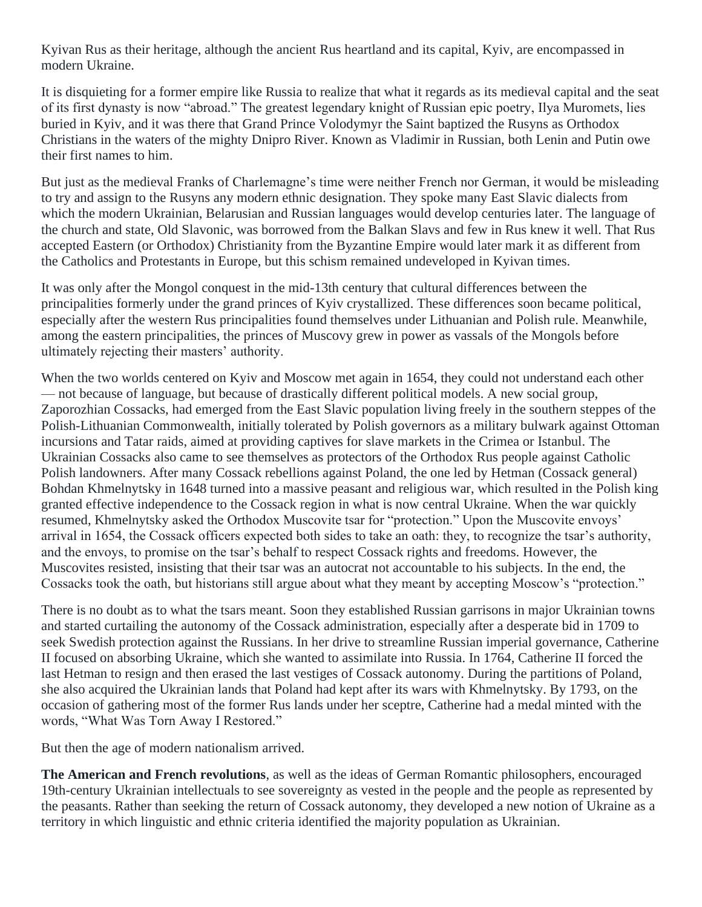Kyivan Rus as their heritage, although the ancient Rus heartland and its capital, Kyiv, are encompassed in modern Ukraine.

It is disquieting for a former empire like Russia to realize that what it regards as its medieval capital and the seat of its first dynasty is now "abroad." The greatest legendary knight of Russian epic poetry, Ilya Muromets, lies buried in Kyiv, and it was there that Grand Prince Volodymyr the Saint baptized the Rusyns as Orthodox Christians in the waters of the mighty Dnipro River. Known as Vladimir in Russian, both Lenin and Putin owe their first names to him.

But just as the medieval Franks of Charlemagne's time were neither French nor German, it would be misleading to try and assign to the Rusyns any modern ethnic designation. They spoke many East Slavic dialects from which the modern Ukrainian, Belarusian and Russian languages would develop centuries later. The language of the church and state, Old Slavonic, was borrowed from the Balkan Slavs and few in Rus knew it well. That Rus accepted Eastern (or Orthodox) Christianity from the Byzantine Empire would later mark it as different from the Catholics and Protestants in Europe, but this schism remained undeveloped in Kyivan times.

It was only after the Mongol conquest in the mid-13th century that cultural differences between the principalities formerly under the grand princes of Kyiv crystallized. These differences soon became political, especially after the western Rus principalities found themselves under Lithuanian and Polish rule. Meanwhile, among the eastern principalities, the princes of Muscovy grew in power as vassals of the Mongols before ultimately rejecting their masters' authority.

When the two worlds centered on Kyiv and Moscow met again in 1654, they could not understand each other — not because of language, but because of drastically different political models. A new social group, Zaporozhian Cossacks, had emerged from the East Slavic population living freely in the southern steppes of the Polish-Lithuanian Commonwealth, initially tolerated by Polish governors as a military bulwark against Ottoman incursions and Tatar raids, aimed at providing captives for slave markets in the Crimea or Istanbul. The Ukrainian Cossacks also came to see themselves as protectors of the Orthodox Rus people against Catholic Polish landowners. After many Cossack rebellions against Poland, the one led by Hetman (Cossack general) Bohdan Khmelnytsky in 1648 turned into a massive peasant and religious war, which resulted in the Polish king granted effective independence to the Cossack region in what is now central Ukraine. When the war quickly resumed, Khmelnytsky asked the Orthodox Muscovite tsar for "protection." Upon the Muscovite envoys' arrival in 1654, the Cossack officers expected both sides to take an oath: they, to recognize the tsar's authority, and the envoys, to promise on the tsar's behalf to respect Cossack rights and freedoms. However, the Muscovites resisted, insisting that their tsar was an autocrat not accountable to his subjects. In the end, the Cossacks took the oath, but historians still argue about what they meant by accepting Moscow's "protection."

There is no doubt as to what the tsars meant. Soon they established Russian garrisons in major Ukrainian towns and started curtailing the autonomy of the Cossack administration, especially after a desperate bid in 1709 to seek Swedish protection against the Russians. In her drive to streamline Russian imperial governance, Catherine II focused on absorbing Ukraine, which she wanted to assimilate into Russia. In 1764, Catherine II forced the last Hetman to resign and then erased the last vestiges of Cossack autonomy. During the partitions of Poland, she also acquired the Ukrainian lands that Poland had kept after its wars with Khmelnytsky. By 1793, on the occasion of gathering most of the former Rus lands under her sceptre, Catherine had a medal minted with the words, "What Was Torn Away I Restored."

But then the age of modern nationalism arrived.

**The American and French revolutions**, as well as the ideas of German Romantic philosophers, encouraged 19th-century Ukrainian intellectuals to see sovereignty as vested in the people and the people as represented by the peasants. Rather than seeking the return of Cossack autonomy, they developed a new notion of Ukraine as a territory in which linguistic and ethnic criteria identified the majority population as Ukrainian.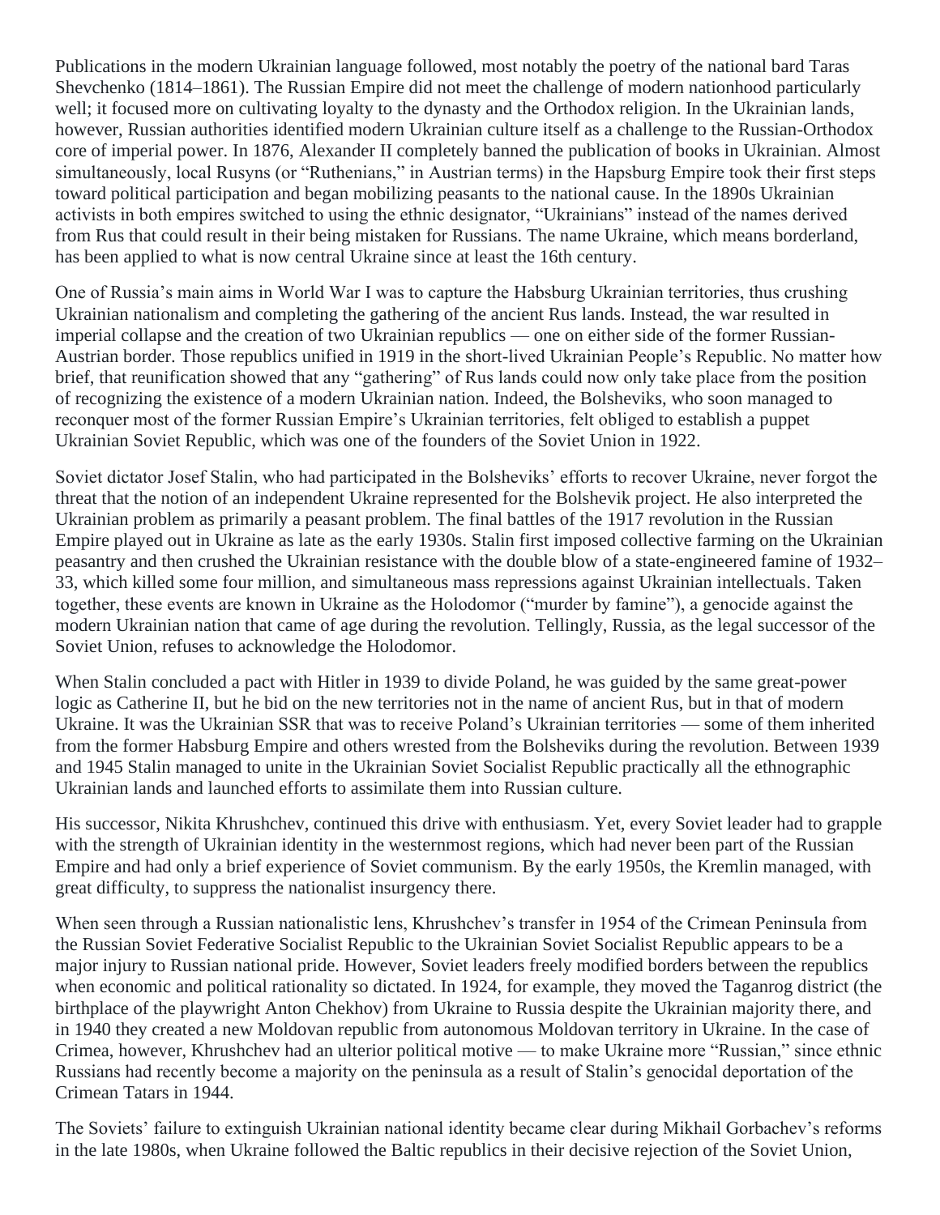Publications in the modern Ukrainian language followed, most notably the poetry of the national bard Taras Shevchenko (1814–1861). The Russian Empire did not meet the challenge of modern nationhood particularly well; it focused more on cultivating loyalty to the dynasty and the Orthodox religion. In the Ukrainian lands, however, Russian authorities identified modern Ukrainian culture itself as a challenge to the Russian-Orthodox core of imperial power. In 1876, Alexander II completely banned the publication of books in Ukrainian. Almost simultaneously, local Rusyns (or "Ruthenians," in Austrian terms) in the Hapsburg Empire took their first steps toward political participation and began mobilizing peasants to the national cause. In the 1890s Ukrainian activists in both empires switched to using the ethnic designator, "Ukrainians" instead of the names derived from Rus that could result in their being mistaken for Russians. The name Ukraine, which means borderland, has been applied to what is now central Ukraine since at least the 16th century.

One of Russia's main aims in World War I was to capture the Habsburg Ukrainian territories, thus crushing Ukrainian nationalism and completing the gathering of the ancient Rus lands. Instead, the war resulted in imperial collapse and the creation of two Ukrainian republics — one on either side of the former Russian-Austrian border. Those republics unified in 1919 in the short-lived Ukrainian People's Republic. No matter how brief, that reunification showed that any "gathering" of Rus lands could now only take place from the position of recognizing the existence of a modern Ukrainian nation. Indeed, the Bolsheviks, who soon managed to reconquer most of the former Russian Empire's Ukrainian territories, felt obliged to establish a puppet Ukrainian Soviet Republic, which was one of the founders of the Soviet Union in 1922.

Soviet dictator Josef Stalin, who had participated in the Bolsheviks' efforts to recover Ukraine, never forgot the threat that the notion of an independent Ukraine represented for the Bolshevik project. He also interpreted the Ukrainian problem as primarily a peasant problem. The final battles of the 1917 revolution in the Russian Empire played out in Ukraine as late as the early 1930s. Stalin first imposed collective farming on the Ukrainian peasantry and then crushed the Ukrainian resistance with the double blow of a state-engineered famine of 1932–33, which killed some four million, and simultaneous mass repressions against Ukrainian intellectuals. Taken together, these events are known in Ukraine as the Holodomor ("murder by famine"), a genocide against the modern Ukrainian nation that came of age during the revolution. Tellingly, Russia, as the legal successor of the Soviet Union, refuses to acknowledge the Holodomor.

When Stalin concluded a pact with Hitler in 1939 to divide Poland, he was guided by the same great-power logic as Catherine II, but he bid on the new territories not in the name of ancient Rus, but in that of modern Ukraine. It was the Ukrainian SSR that was to receive Poland's Ukrainian territories — some of them inherited from the former Habsburg Empire and others wrested from the Bolsheviks during the revolution. Between 1939 and 1945 Stalin managed to unite in the Ukrainian Soviet Socialist Republic practically all the ethnographic Ukrainian lands and launched efforts to assimilate them into Russian culture.

His successor, Nikita Khrushchev, continued this drive with enthusiasm. Yet, every Soviet leader had to grapple with the strength of Ukrainian identity in the westernmost regions, which had never been part of the Russian Empire and had only a brief experience of Soviet communism. By the early 1950s, the Kremlin managed, with great difficulty, to suppress the nationalist insurgency there.

When seen through a Russian nationalistic lens, Khrushchev's transfer in 1954 of the Crimean Peninsula from the Russian Soviet Federative Socialist Republic to the Ukrainian Soviet Socialist Republic appears to be a major injury to Russian national pride. However, Soviet leaders freely modified borders between the republics when economic and political rationality so dictated. In 1924, for example, they moved the Taganrog district (the birthplace of the playwright Anton Chekhov) from Ukraine to Russia despite the Ukrainian majority there, and in 1940 they created a new Moldovan republic from autonomous Moldovan territory in Ukraine. In the case of Crimea, however, Khrushchev had an ulterior political motive — to make Ukraine more "Russian," since ethnic Russians had recently become a majority on the peninsula as a result of Stalin's genocidal deportation of the Crimean Tatars in 1944.

The Soviets' failure to extinguish Ukrainian national identity became clear during Mikhail Gorbachev's reforms in the late 1980s, when Ukraine followed the Baltic republics in their decisive rejection of the Soviet Union,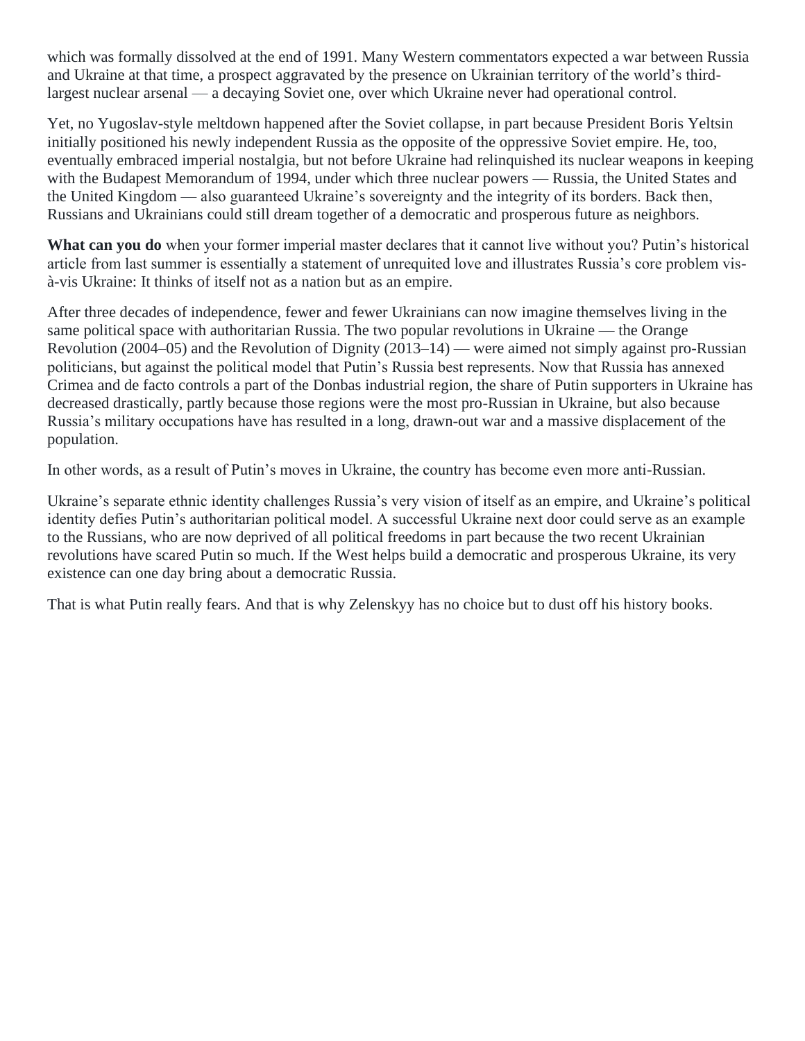which was formally dissolved at the end of 1991. Many Western commentators expected a war between Russia and Ukraine at that time, a prospect aggravated by the presence on Ukrainian territory of the world's third-largest nuclear arsenal — a decaying Soviet one, over which Ukraine never had operational control.

Yet, no Yugoslav-style meltdown happened after the Soviet collapse, in part because President Boris Yeltsin initially positioned his newly independent Russia as the opposite of the oppressive Soviet empire. He, too, eventually embraced imperial nostalgia, but not before Ukraine had relinquished its nuclear weapons in keeping with the Budapest Memorandum of 1994, under which three nuclear powers — Russia, the United States and the United Kingdom — also guaranteed Ukraine's sovereignty and the integrity of its borders. Back then, Russians and Ukrainians could still dream together of a democratic and prosperous future as neighbors.

**What can you do** when your former imperial master declares that it cannot live without you? Putin's historical article from last summer is essentially a statement of unrequited love and illustrates Russia's core problem vis-à-vis Ukraine: It thinks of itself not as a nation but as an empire.

After three decades of independence, fewer and fewer Ukrainians can now imagine themselves living in the same political space with authoritarian Russia. The two popular revolutions in Ukraine — the Orange Revolution (2004–05) and the Revolution of Dignity (2013–14) — were aimed not simply against pro-Russian politicians, but against the political model that Putin's Russia best represents. Now that Russia has annexed Crimea and de facto controls a part of the Donbas industrial region, the share of Putin supporters in Ukraine has decreased drastically, partly because those regions were the most pro-Russian in Ukraine, but also because Russia's military occupations have has resulted in a long, drawn-out war and a massive displacement of the population.

In other words, as a result of Putin's moves in Ukraine, the country has become even more anti-Russian.

Ukraine's separate ethnic identity challenges Russia's very vision of itself as an empire, and Ukraine's political identity defies Putin's authoritarian political model. A successful Ukraine next door could serve as an example to the Russians, who are now deprived of all political freedoms in part because the two recent Ukrainian revolutions have scared Putin so much. If the West helps build a democratic and prosperous Ukraine, its very existence can one day bring about a democratic Russia.

That is what Putin really fears. And that is why Zelenskyy has no choice but to dust off his history books.